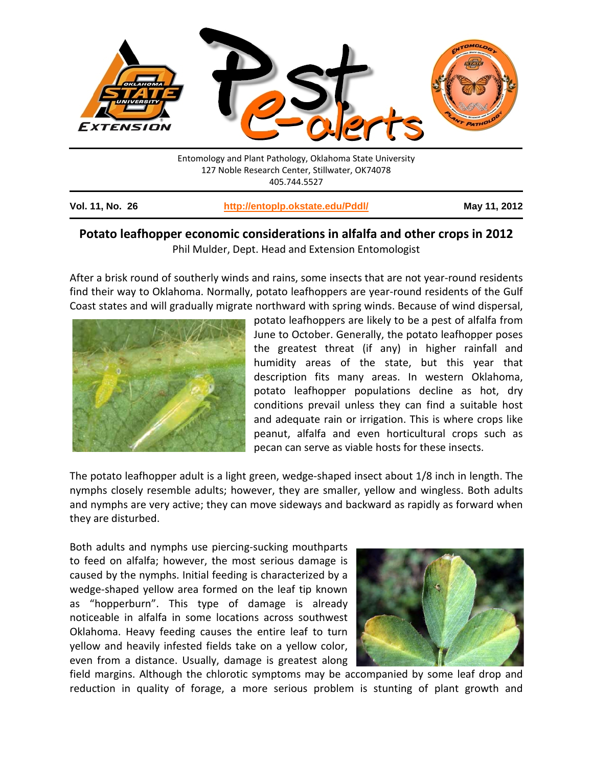Entomology and Plant Pathology, Oklahoma State University
127 Noble Research Center, Stillwater, OK74078
405.744.5527

**Vol. 11, No. 26** **http://entoplp.okstate.edu/Pddl/** **May 11, 2012**

## Potato leafhopper economic considerations in alfalfa and other crops in 2012

Phil Mulder, Dept. Head and Extension Entomologist

After a brisk round of southerly winds and rains, some insects that are not year-round residents find their way to Oklahoma. Normally, potato leafhoppers are year-round residents of the Gulf Coast states and will gradually migrate northward with spring winds. Because of wind dispersal, potato leafhoppers are likely to be a pest of alfalfa from June to October. Generally, the potato leafhopper poses the greatest threat (if any) in higher rainfall and humidity areas of the state, but this year that description fits many areas. In western Oklahoma, potato leafhopper populations decline as hot, dry conditions prevail unless they can find a suitable host and adequate rain or irrigation. This is where crops like peanut, alfalfa and even horticultural crops such as pecan can serve as viable hosts for these insects.

The potato leafhopper adult is a light green, wedge-shaped insect about 1/8 inch in length. The nymphs closely resemble adults; however, they are smaller, yellow and wingless. Both adults and nymphs are very active; they can move sideways and backward as rapidly as forward when they are disturbed.

Both adults and nymphs use piercing-sucking mouthparts to feed on alfalfa; however, the most serious damage is caused by the nymphs. Initial feeding is characterized by a wedge-shaped yellow area formed on the leaf tip known as "hopperburn". This type of damage is already noticeable in alfalfa in some locations across southwest Oklahoma. Heavy feeding causes the entire leaf to turn yellow and heavily infested fields take on a yellow color, even from a distance. Usually, damage is greatest along field margins. Although the chlorotic symptoms may be accompanied by some leaf drop and reduction in quality of forage, a more serious problem is stunting of plant growth and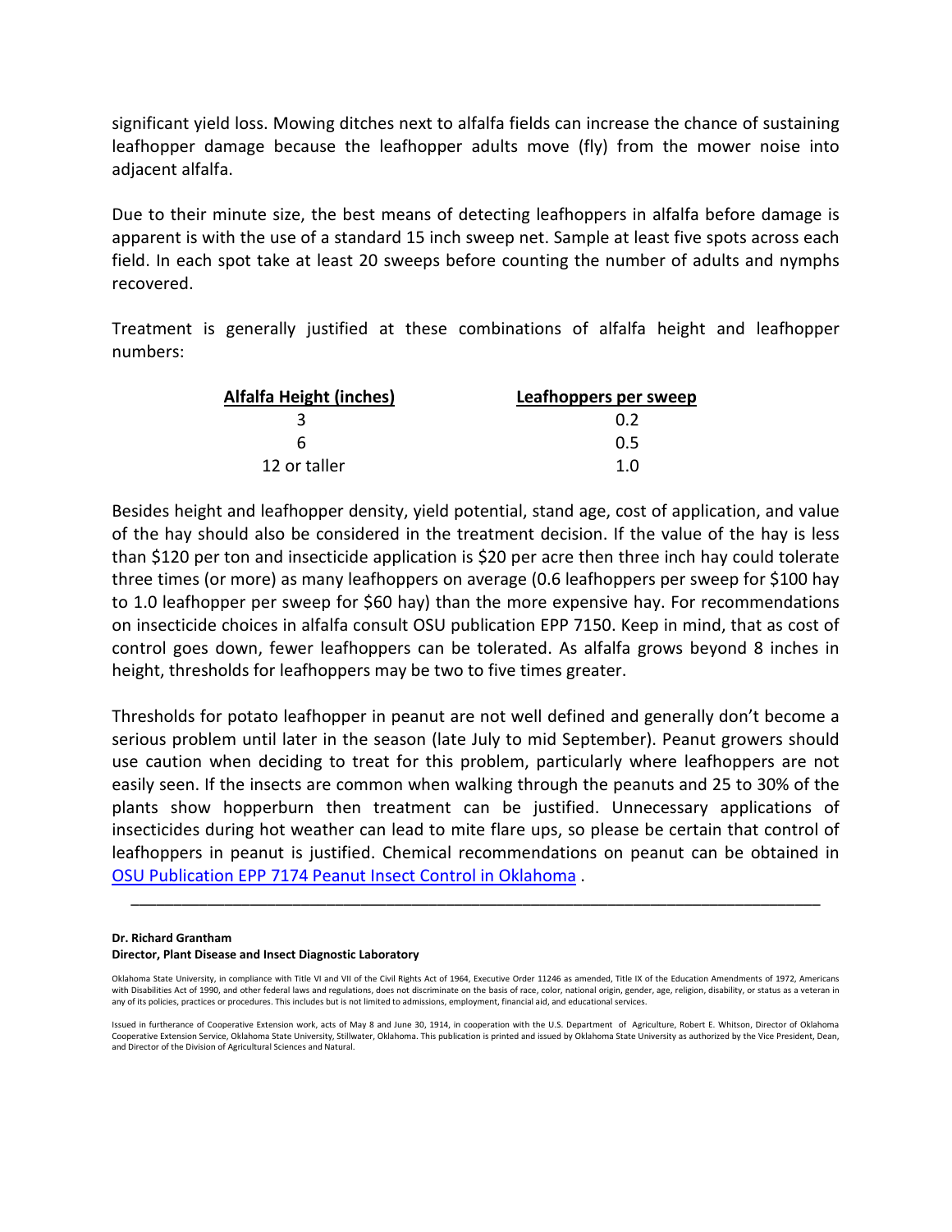significant yield loss. Mowing ditches next to alfalfa fields can increase the chance of sustaining leafhopper damage because the leafhopper adults move (fly) from the mower noise into adjacent alfalfa.

Due to their minute size, the best means of detecting leafhoppers in alfalfa before damage is apparent is with the use of a standard 15 inch sweep net. Sample at least five spots across each field. In each spot take at least 20 sweeps before counting the number of adults and nymphs recovered.

Treatment is generally justified at these combinations of alfalfa height and leafhopper numbers:

| Alfalfa Height (inches) | Leafhoppers per sweep |
|---|---|
| 3 | 0.2 |
| 6 | 0.5 |
| 12 or taller | 1.0 |

Besides height and leafhopper density, yield potential, stand age, cost of application, and value of the hay should also be considered in the treatment decision. If the value of the hay is less than $120 per ton and insecticide application is $20 per acre then three inch hay could tolerate three times (or more) as many leafhoppers on average (0.6 leafhoppers per sweep for $100 hay to 1.0 leafhopper per sweep for $60 hay) than the more expensive hay. For recommendations on insecticide choices in alfalfa consult OSU publication EPP 7150. Keep in mind, that as cost of control goes down, fewer leafhoppers can be tolerated. As alfalfa grows beyond 8 inches in height, thresholds for leafhoppers may be two to five times greater.

Thresholds for potato leafhopper in peanut are not well defined and generally don't become a serious problem until later in the season (late July to mid September). Peanut growers should use caution when deciding to treat for this problem, particularly where leafhoppers are not easily seen. If the insects are common when walking through the peanuts and 25 to 30% of the plants show hopperburn then treatment can be justified. Unnecessary applications of insecticides during hot weather can lead to mite flare ups, so please be certain that control of leafhoppers in peanut is justified. Chemical recommendations on peanut can be obtained in OSU Publication EPP 7174 Peanut Insect Control in Oklahoma .

---

**Dr. Richard Grantham**
**Director, Plant Disease and Insect Diagnostic Laboratory**

Oklahoma State University, in compliance with Title VI and VII of the Civil Rights Act of 1964, Executive Order 11246 as amended, Title IX of the Education Amendments of 1972, Americans with Disabilities Act of 1990, and other federal laws and regulations, does not discriminate on the basis of race, color, national origin, gender, age, religion, disability, or status as a veteran in any of its policies, practices or procedures. This includes but is not limited to admissions, employment, financial aid, and educational services.

Issued in furtherance of Cooperative Extension work, acts of May 8 and June 30, 1914, in cooperation with the U.S. Department of Agriculture, Robert E. Whitson, Director of Oklahoma Cooperative Extension Service, Oklahoma State University, Stillwater, Oklahoma. This publication is printed and issued by Oklahoma State University as authorized by the Vice President, Dean, and Director of the Division of Agricultural Sciences and Natural.